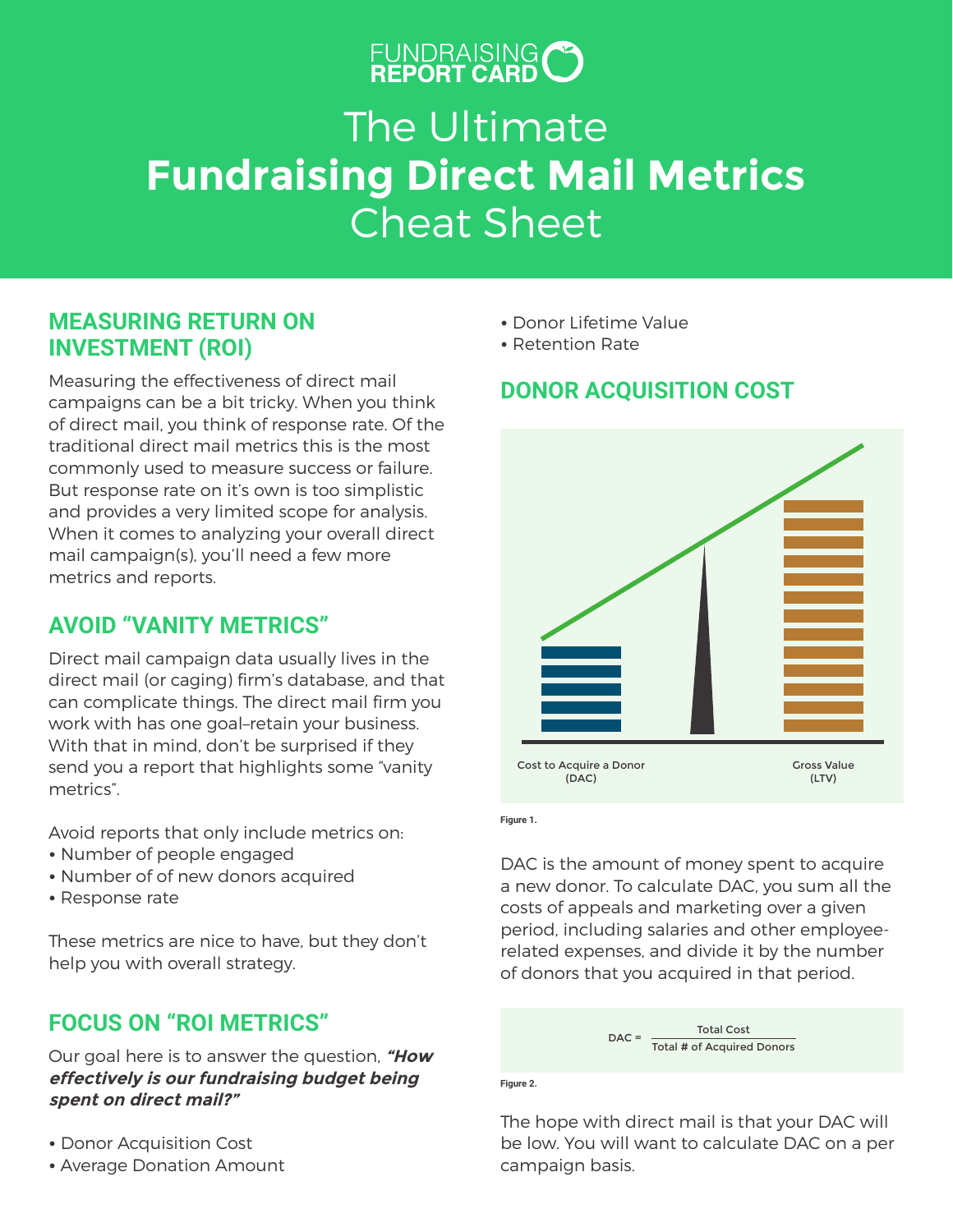FUNDRAISING REPORT CARD

# The Ultimate **Fundraising Direct Mail Metrics** Cheat Sheet

## MEASURING RETURN ON INVESTMENT (ROI)

Measuring the effectiveness of direct mail campaigns can be a bit tricky. When you think of direct mail, you think of response rate. Of the traditional direct mail metrics this is the most commonly used to measure success or failure. But response rate on it's own is too simplistic and provides a very limited scope for analysis. When it comes to analyzing your overall direct mail campaign(s), you'll need a few more metrics and reports.

## AVOID "VANITY METRICS"

Direct mail campaign data usually lives in the direct mail (or caging) firm's database, and that can complicate things. The direct mail firm you work with has one goal–retain your business. With that in mind, don't be surprised if they send you a report that highlights some "vanity metrics".

Avoid reports that only include metrics on:
- Number of people engaged
- Number of of new donors acquired
- Response rate

These metrics are nice to have, but they don't help you with overall strategy.

## FOCUS ON "ROI METRICS"

Our goal here is to answer the question, ***"How effectively is our fundraising budget being spent on direct mail?"***

- Donor Acquisition Cost
- Average Donation Amount
- Donor Lifetime Value
- Retention Rate

## DONOR ACQUISITION COST

Cost to Acquire a Donor (DAC)

Gross Value (LTV)

Figure 1.

DAC is the amount of money spent to acquire a new donor. To calculate DAC, you sum all the costs of appeals and marketing over a given period, including salaries and other employee-related expenses, and divide it by the number of donors that you acquired in that period.

$$DAC = \frac{\text{Total Cost}}{\text{Total \# of Acquired Donors}}$$

Figure 2.

The hope with direct mail is that your DAC will be low. You will want to calculate DAC on a per campaign basis.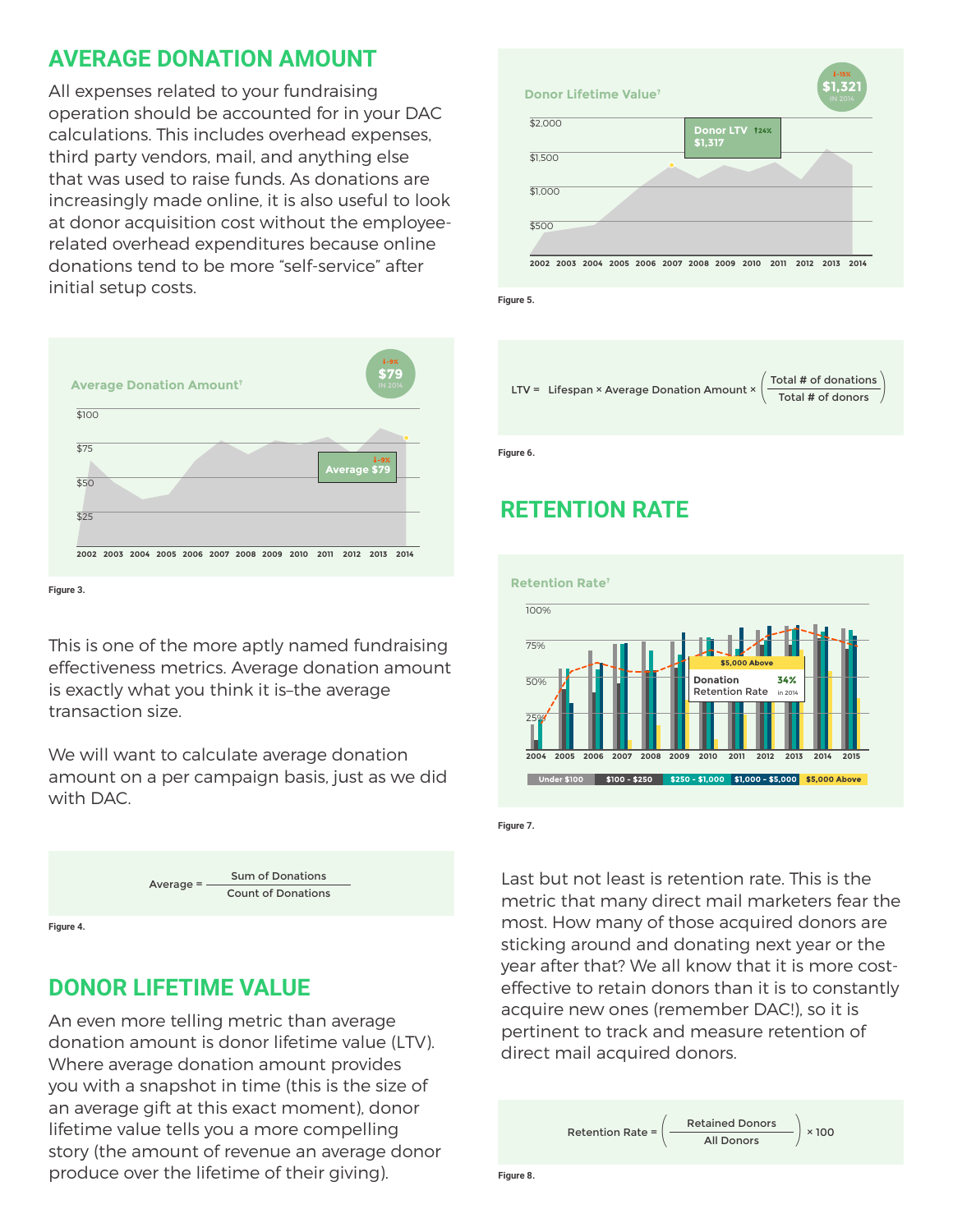## AVERAGE DONATION AMOUNT

All expenses related to your fundraising operation should be accounted for in your DAC calculations. This includes overhead expenses, third party vendors, mail, and anything else that was used to raise funds. As donations are increasingly made online, it is also useful to look at donor acquisition cost without the employee-related overhead expenditures because online donations tend to be more "self-service" after initial setup costs.

Figure 3.

This is one of the more aptly named fundraising effectiveness metrics. Average donation amount is exactly what you think it is–the average transaction size.

We will want to calculate average donation amount on a per campaign basis, just as we did with DAC.

$$\text{Average} = \frac{\text{Sum of Donations}}{\text{Count of Donations}}$$

Figure 4.

## DONOR LIFETIME VALUE

An even more telling metric than average donation amount is donor lifetime value (LTV). Where average donation amount provides you with a snapshot in time (this is the size of an average gift at this exact moment), donor lifetime value tells you a more compelling story (the amount of revenue an average donor produce over the lifetime of their giving).

Figure 5.

$$\text{LTV} = \text{Lifespan} \times \text{Average Donation Amount} \times \left( \frac{\text{Total \# of donations}}{\text{Total \# of donors}} \right)$$

Figure 6.

## RETENTION RATE

Figure 7.

Last but not least is retention rate. This is the metric that many direct mail marketers fear the most. How many of those acquired donors are sticking around and donating next year or the year after that? We all know that it is more cost-effective to retain donors than it is to constantly acquire new ones (remember DAC!), so it is pertinent to track and measure retention of direct mail acquired donors.

$$\text{Retention Rate} = \left( \frac{\text{Retained Donors}}{\text{All Donors}} \right) \times 100$$

Figure 8.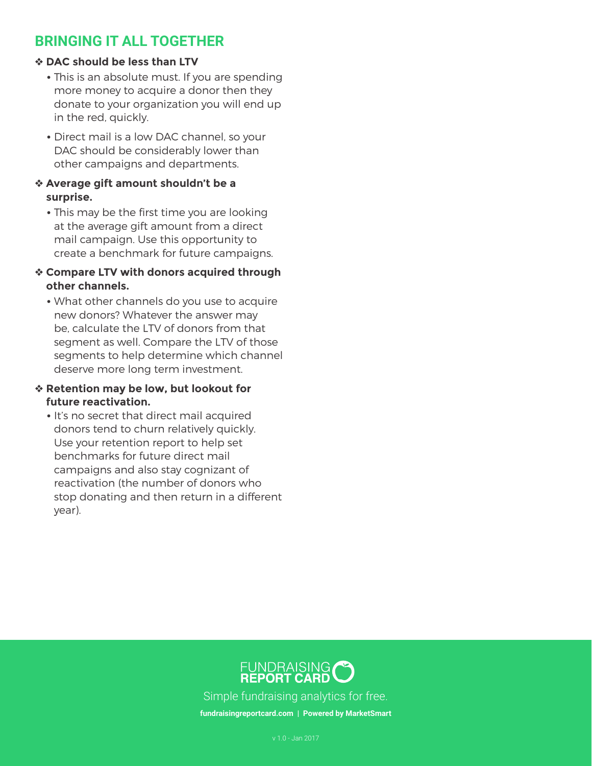## BRINGING IT ALL TOGETHER

❖ **DAC should be less than LTV**

- This is an absolute must. If you are spending more money to acquire a donor then they donate to your organization you will end up in the red, quickly.
- Direct mail is a low DAC channel, so your DAC should be considerably lower than other campaigns and departments.

❖ **Average gift amount shouldn't be a surprise.**

- This may be the first time you are looking at the average gift amount from a direct mail campaign. Use this opportunity to create a benchmark for future campaigns.

❖ **Compare LTV with donors acquired through other channels.**

- What other channels do you use to acquire new donors? Whatever the answer may be, calculate the LTV of donors from that segment as well. Compare the LTV of those segments to help determine which channel deserve more long term investment.

❖ **Retention may be low, but lookout for future reactivation.**

- It's no secret that direct mail acquired donors tend to churn relatively quickly. Use your retention report to help set benchmarks for future direct mail campaigns and also stay cognizant of reactivation (the number of donors who stop donating and then return in a different year).

FUNDRAISING REPORT CARD

Simple fundraising analytics for free.

**fundraisingreportcard.com | Powered by MarketSmart**

v 1.0 - Jan 2017